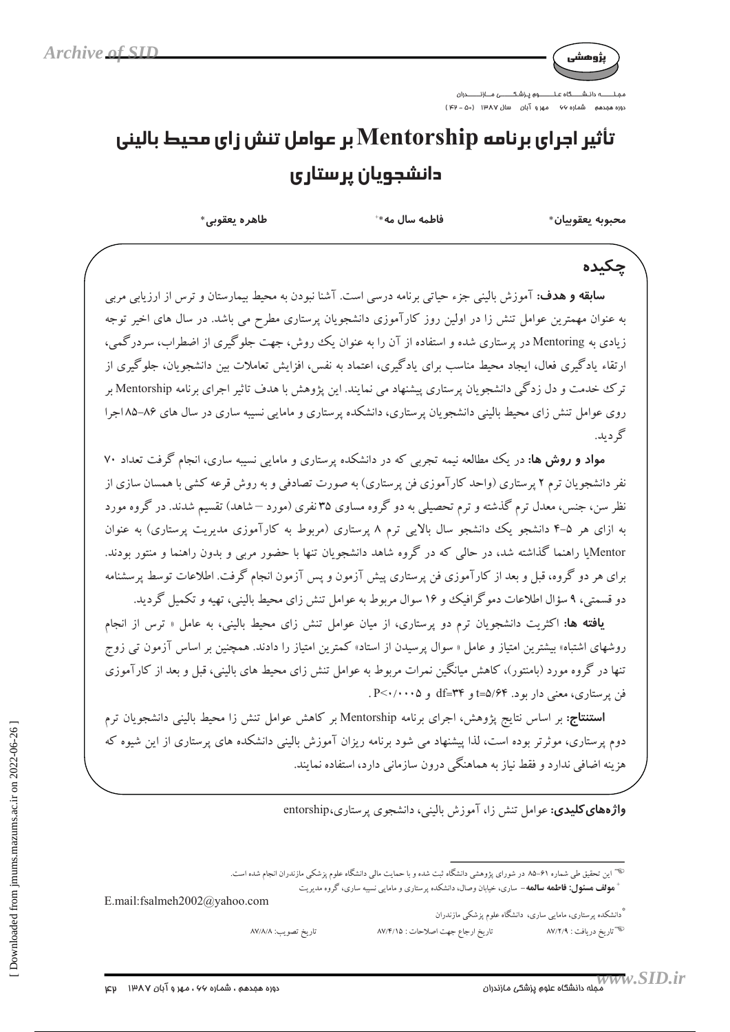پژوهشی

# تأثیر اجرای برنامه Mentorship بر عوامل تنش زای محیط بالینی دانشجویان پرستاری

**محبوبه یعقوبیان*** **فاطمه سال مه*+** **طاهره یعقوبی***

## چکیده

**سابقه و هدف:** آموزش بالینی جزء حیاتی برنامه درسی است. آشنا نبودن به محیط بیمارستان و ترس از ارزیابی مربی به عنوان مهمترین عوامل تنش زا در اولین روز کارآموزی دانشجویان پرستاری مطرح می باشد. در سال های اخیر توجه زیادی به Mentoring در پرستاری شده و استفاده از آن را به عنوان یک روش، جهت جلوگیری از اضطراب، سردرگمی، ارتقاء یادگیری فعال، ایجاد محیط مناسب برای یادگیری، اعتماد به نفس، افزایش تعاملات بین دانشجویان، جلوگیری از ترک خدمت و دل زدگی دانشجویان پرستاری پیشنهاد می نمایند. این پژوهش با هدف تاثیر اجرای برنامه Mentorship بر روی عوامل تنش زای محیط بالینی دانشجویان پرستاری، دانشکده پرستاری و مامایی نسیبه ساری در سال های ۸۶-۸۵ اجرا گردید.

**مواد و روش ها:** در یک مطالعه نیمه تجربی که در دانشکده پرستاری و مامایی نسیبه ساری، انجام گرفت تعداد ۷۰ نفر دانشجویان ترم ۲ پرستاری (واحد کارآموزی فن پرستاری) به صورت تصادفی و به روش قرعه کشی با همسان سازی از نظر سن، جنس، معدل ترم گذشته و ترم تحصیلی به دو گروه مساوی ۳۵ نفری (مورد – شاهد) تقسیم شدند. در گروه مورد به ازای هر ۵-۴ دانشجو یک دانشجو سال بالایی ترم ۸ پرستاری (مربوط به کارآموزی مدیریت پرستاری) به عنوان Mentorیا راهنما گذاشته شد، در حالی که در گروه شاهد دانشجویان تنها با حضور مربی و بدون راهنما و منتور بودند. برای هر دو گروه، قبل و بعد از کارآموزی فن پرستاری پیش آزمون و پس آزمون انجام گرفت. اطلاعات توسط پرسشنامه دو قسمتی، ۹ سؤال اطلاعات دموگرافیک و ۱۶ سوال مربوط به عوامل تنش زای محیط بالینی، تهیه و تکمیل گردید.

**یافته ها:** اکثریت دانشجویان ترم دو پرستاری، از میان عوامل تنش زای محیط بالینی، به عامل « ترس از انجام روشهای اشتباه» بیشترین امتیاز و عامل « سوال پرسیدن از استاد» کمترین امتیاز را دادند. همچنین بر اساس آزمون تی زوج تنها در گروه مورد (بامنتور)، کاهش میانگین نمرات مربوط به عوامل تنش زای محیط های بالینی، قبل و بعد از کارآموزی فن پرستاری، معنی دار بود. $t=5/64$ و $df=34$ و $P<0/005$.

**استنتاج:** بر اساس نتایج پژوهش، اجرای برنامه Mentorship بر کاهش عوامل تنش زا محیط بالینی دانشجویان ترم دوم پرستاری، موثرتر بوده است، لذا پیشنهاد می شود برنامه ریزان آموزش بالینی دانشکده های پرستاری از این شیوه که هزینه اضافی ندارد و فقط نیاز به هماهنگی درون سازمانی دارد، استفاده نمایند.

**واژه‌های کلیدی:** عوامل تنش زا، آموزش بالینی، دانشجوی پرستاری، entorship

---

این تحقیق طی شماره ۶۱-۸۵ در شورای پژوهشی دانشگاه ثبت شده و با حمایت مالی دانشگاه علوم پزشکی مازندران انجام شده است.

+ **مولف مسئول: فاطمه سالمه** – ساری، خیابان وصال، دانشکده پرستاری و مامایی نسیبه ساری، گروه مدیریت

E.mail:fsalmeh2002@yahoo.com

* دانشکده پرستاری، مامایی ساری، دانشگاه علوم پزشکی مازندران

تاریخ دریافت : ۸۷/۲/۹ تاریخ ارجاع جهت اصلاحات : ۸۷/۴/۱۵ تاریخ تصویب: ۸۷/۸/۸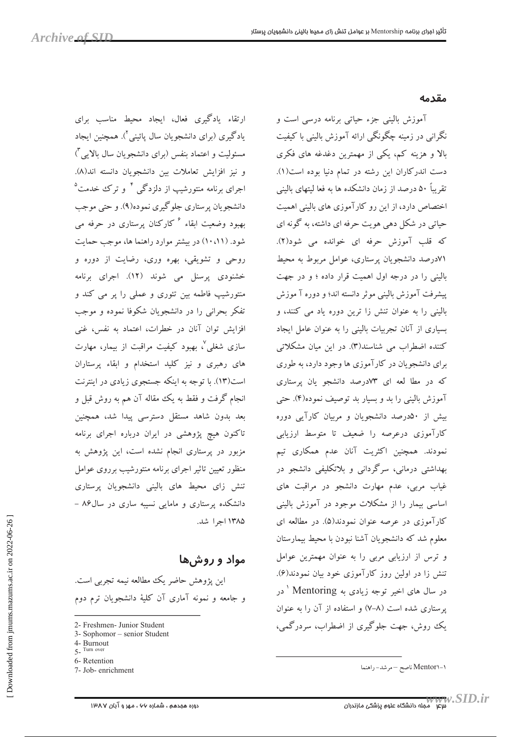## مقدمه

آموزش بالینی جزء حیاتی برنامه درسی است و نگرانی در زمینه چگونگی ارائه آموزش بالینی با کیفیت بالا و هزینه کم، یکی از مهمترین دغدغه های فکری دست اندرکاران این رشته در تمام دنیا بوده است(۱). تقریباً ۵۰ درصد از زمان دانشکده ها به فعا لیتهای بالینی اختصاص دارد، از این رو کارآموزی های بالینی اهمیت حیاتی در شکل دهی هویت حرفه ای داشته، به گونه ای که قلب آموزش حرفه ای خوانده می شود(۲). ۷۱درصد دانشجویان پرستاری، عوامل مربوط به محیط بالینی را در درجه اول اهمیت قرار داده ؛ و در جهت پیشرفت آموزش بالینی موثر دانسته اند؛ و دوره آ موزش بالینی را به عنوان تنش زا ترین دوره یاد می کنند، و بسیاری از آنان تجربیات بالینی را به عنوان عامل ایجاد کننده اضطراب می شناسند(۳). در این میان مشکلاتی برای دانشجویان در کارآموزی ها وجود دارد، به طوری که در مطا لعه ای ۷۳درصد دانشجو یان پرستاری آموزش بالینی را بد و بسیار بد توصیف نموده(۴). حتی بیش از ۵۰درصد دانشجویان و مربیان کارآیی دوره کارآموزی درعرصه را ضعیف تا متوسط ارزیابی نمودند. همچنین اکثریت آنان عدم همکاری تیم بهداشتی درمانی، سرگردانی و بلاتکلیفی دانشجو در غیاب مربی، عدم مهارت دانشجو در مراقبت های اساسی بیمار را از مشکلات موجود در آموزش بالینی کارآموزی در عرصه عنوان نمودند(۵). در مطالعه ای معلوم شد که دانشجویان آشنا نبودن با محیط بیمارستان و ترس از ارزیابی مربی را به عنوان مهمترین عوامل تنش زا در اولین روز کارآموزی خود بیان نمودند(۶). در سال های اخیر توجه زیادی به Mentoring [۱] در پرستاری شده است (۸-۷) و استفاده از آن را به عنوان یک روش، جهت جلوگیری از اضطراب، سردرگمی، ارتقاء یادگیری فعال، ایجاد محیط مناسب برای یادگیری (برای دانشجویان سال پائینی [۲]). همچنین ایجاد مسئولیت و اعتماد بنفس (برای دانشجویان سال بالایی [۳]) و نیز افزایش تعاملات بین دانشجویان دانسته اند(۸). اجرای برنامه منتورشیپ از دلزدگی [۴] و ترک خدمت [۵] دانشجویان پرستاری جلوگیری نموده(۹). و حتی موجب بهبود وضعیت ابقاء [۶] کارکنان پرستاری در حرفه می شود. (۱۰،۱۱) در بیشتر موارد راهنما ها، موجب حمایت روحی و تشویقی، بهره وری، رضایت از دوره و خشنودی پرسنل می شوند (۱۲). اجرای برنامه منتورشیپ فاطمه بین تئوری و عملی را پر می کند و تفکر بحرانی را در دانشجویان شکوفا نموده و موجب افزایش توان آنان در خطرات، اعتماد به نفس، غنی سازی شغلی [۷]، بهبود کیفیت مراقبت از بیمار، مهارت های رهبری و نیز کلید استخدام و ابقاء پرستاران است(۱۳). با توجه به اینکه جستجوی زیادی در اینترنت انجام گرفت و فقط به یک مقاله آن هم به روش قبل و بعد بدون شاهد مستقل دسترسی پیدا شد، همچنین تاکنون هیچ پژوهشی در ایران درباره اجرای برنامه مزبور در پرستاری انجام نشده است، این پژوهش به منظور تعیین تاثیر اجرای برنامه منتورشیپ برروی عوامل تنش زای محیط های بالینی دانشجویان پرستاری دانشکده پرستاری و مامایی نسیبه ساری در سال۸۶ – ۱۳۸۵ اجرا شد.

## مواد و روش‌ها

این پژوهش حاضر یک مطالعه نیمه تجربی است. و جامعه و نمونه آماری آن کلیهٔ دانشجویان ترم دوم

---

۱- Mentor ناصح – مرشد– راهنما

2- Freshmen- Junior Student
3- Sophomor – senior Student
4- Burnout
5- Turn over
6- Retention
7- Job- enrichment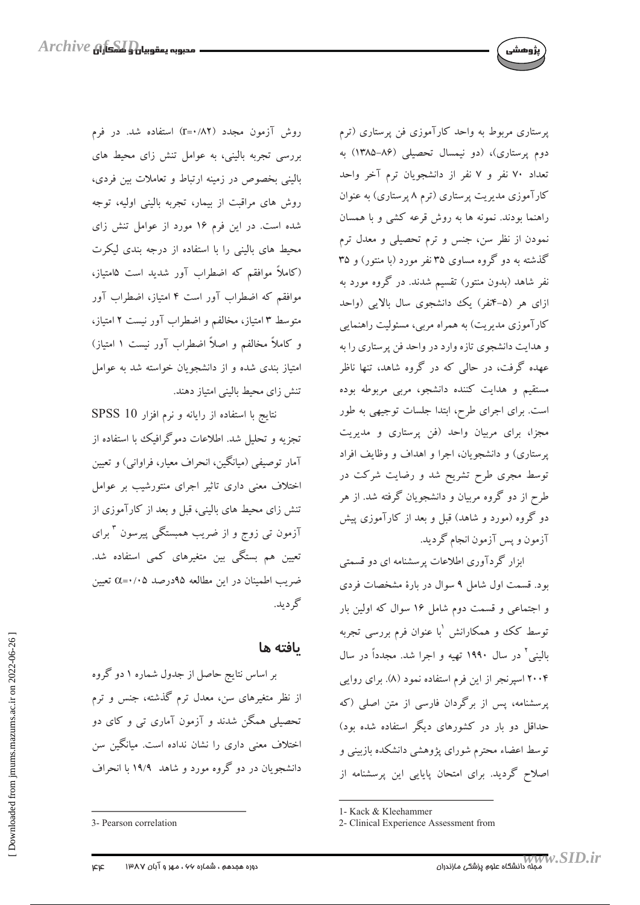پرستاری مربوط به واحد کارآموزی فن پرستاری (ترم دوم پرستاری)، (دو نیمسال تحصیلی (۸۶-۱۳۸۵) به تعداد ۷۰ نفر و ۷ نفر از دانشجویان ترم آخر واحد کارآموزی مدیریت پرستاری (ترم ۸ پرستاری) به عنوان راهنما بودند. نمونه ها به روش قرعه کشی و با همسان نمودن از نظر سن، جنس و ترم تحصیلی و معدل ترم گذشته به دو گروه مساوی ۳۵ نفر مورد (با منتور) و ۳۵ نفر شاهد (بدون منتور) تقسیم شدند. در گروه مورد به ازای هر (۵-۴نفر) یک دانشجوی سال بالایی (واحد کارآموزی مدیریت) به همراه مربی، مسئولیت راهنمایی و هدایت دانشجوی تازه وارد در واحد فن پرستاری را به عهده گرفت، در حالی که در گروه شاهد، تنها ناظر مستقیم و هدایت کننده دانشجو، مربی مربوطه بوده است. برای اجرای طرح، ابتدا جلسات توجیهی به طور مجزا، برای مربیان واحد (فن پرستاری و مدیریت پرستاری) و دانشجویان، اجرا و اهداف و وظایف افراد توسط مجری طرح تشریح شد و رضایت شرکت در طرح از دو گروه مربیان و دانشجویان گرفته شد. از هر دو گروه (مورد و شاهد) قبل و بعد از کارآموزی پیش آزمون و پس آزمون انجام گردید.

ابزار گردآوری اطلاعات پرسشنامه ای دو قسمتی بود. قسمت اول شامل ۹ سوال در بارهٔ مشخصات فردی و اجتماعی و قسمت دوم شامل ۱۶ سوال که اولین بار توسط کک و همکارانش [1] با عنوان فرم بررسی تجربه بالینی [2] در سال ۱۹۹۰ تهیه و اجرا شد. مجدداً در سال ۲۰۰۴ اسپرنجر از این فرم استفاده نمود (۸). برای روایی پرسشنامه، پس از برگردان فارسی از متن اصلی (که حداقل دو بار در کشورهای دیگر استفاده شده بود) توسط اعضاء محترم شورای پژوهشی دانشکده بازبینی و اصلاح گردید. برای امتحان پایایی این پرسشنامه از روش آزمون مجدد (r=۰/۸۲) استفاده شد. در فرم بررسی تجربه بالینی، به عوامل تنش زای محیط های بالینی بخصوص در زمینه ارتباط و تعاملات بین فردی، روش های مراقبت از بیمار، تجربه بالینی اولیه، توجه شده است. در این فرم ۱۶ مورد از عوامل تنش زای محیط های بالینی را با استفاده از درجه بندی لیکرت (کاملاً موافقم که اضطراب آور شدید است ۵امتیاز، موافقم که اضطراب آور است ۴ امتیاز، اضطراب آور متوسط ۳ امتیاز، مخالفم و اضطراب آور نیست ۲ امتیاز، و کاملاً مخالفم و اصلاً اضطراب آور نیست ۱ امتیاز) امتیاز بندی شده و از دانشجویان خواسته شد به عوامل تنش زای محیط بالینی امتیاز دهند.

نتایج با استفاده از رایانه و نرم افزار SPSS 10 تجزیه و تحلیل شد. اطلاعات دموگرافیک با استفاده از آمار توصیفی (میانگین، انحراف معیار، فراوانی) و تعیین اختلاف معنی داری تاثیر اجرای منتورشیپ بر عوامل تنش زای محیط های بالینی، قبل و بعد از کارآموزی از آزمون تی زوج و از ضریب همبستگی پیرسون [3] برای تعیین هم بستگی بین متغیرهای کمی استفاده شد. ضریب اطمینان در این مطالعه ۹۵درصد $\alpha=0/05$ تعیین گردید.

## یافته ها

بر اساس نتایج حاصل از جدول شماره ۱ دو گروه از نظر متغیرهای سن، معدل ترم گذشته، جنس و ترم تحصیلی همگن شدند و آزمون آماری تی و کای دو اختلاف معنی داری را نشان نداده است. میانگین سن دانشجویان در دو گروه مورد و شاهد ۱۹/۹ با انحراف

---

1- Kack & Kleehammer

2- Clinical Experience Assessment from

3- Pearson correlation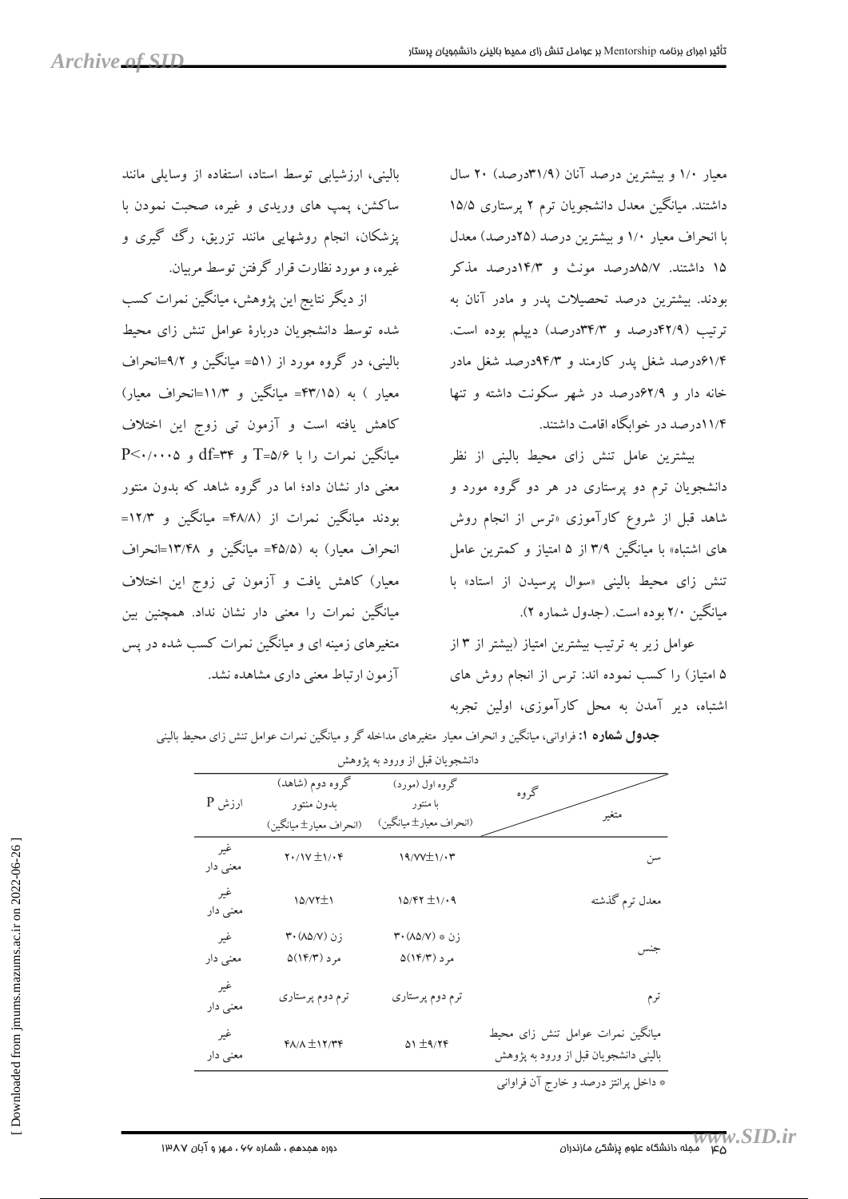معیار ۱/۰ و بیشترین درصد آنان (۳۱/۹درصد) ۲۰ سال داشتند. میانگین معدل دانشجویان ترم ۲ پرستاری ۱۵/۵ با انحراف معیار ۱/۰ و بیشترین درصد (۲۵درصد) معدل ۱۵ داشتند. ۸۵/۷درصد مونث و ۱۴/۳درصد مذکر بودند. بیشترین درصد تحصیلات پدر و مادر آنان به ترتیب (۴۲/۹درصد و ۳۴/۳درصد) دیپلم بوده است. ۶۱/۴درصد شغل پدر کارمند و ۹۴/۳درصد شغل مادر خانه دار و ۶۲/۹درصد در شهر سکونت داشته و تنها ۱۱/۴درصد در خوابگاه اقامت داشتند.

بیشترین عامل تنش زای محیط بالینی از نظر دانشجویان ترم دو پرستاری در هر دو گروه مورد و شاهد قبل از شروع کارآموزی «ترس از انجام روش های اشتباه» با میانگین ۳/۹ از ۵ امتیاز و کمترین عامل تنش زای محیط بالینی «سوال پرسیدن از استاد» با میانگین ۲/۰ بوده است. (جدول شماره ۲).

عوامل زیر به ترتیب بیشترین امتیاز (بیشتر از ۳ از ۵ امتیاز) را کسب نموده اند: ترس از انجام روش های اشتباه، دیر آمدن به محل کارآموزی، اولین تجربه بالینی، ارزشیابی توسط استاد، استفاده از وسایلی مانند ساکشن، پمپ های وریدی و غیره، صحبت نمودن با پزشکان، انجام روشهایی مانند تزریق، رگ گیری و غیره، و مورد نظارت قرار گرفتن توسط مربیان.

از دیگر نتایج این پژوهش، میانگین نمرات کسب شده توسط دانشجویان دربارهٔ عوامل تنش زای محیط بالینی، در گروه مورد از (۵۱= میانگین و ۹/۲=انحراف معیار ) به (۴۳/۱۵= میانگین و ۱۱/۳=انحراف معیار) کاهش یافته است و آزمون تی زوج این اختلاف میانگین نمرات را با T=۵/۶ و df=۳۴ و P<۰/۰۰۰۵ معنی دار نشان داد؛ اما در گروه شاهد که بدون منتور بودند میانگین نمرات از (۴۸/۸= میانگین و ۱۲/۳= انحراف معیار) به (۴۵/۵= میانگین و ۱۳/۴۸=انحراف معیار) کاهش یافت و آزمون تی زوج این اختلاف میانگین نمرات را معنی دار نشان نداد. همچنین بین متغیرهای زمینه ای و میانگین نمرات کسب شده در پس آزمون ارتباط معنی داری مشاهده نشد.

**جدول شماره ۱:** فراوانی، میانگین و انحراف معیار متغیرهای مداخله گر و میانگین نمرات عوامل تنش زای محیط بالینی دانشجویان قبل از ورود به پژوهش

| متغیر / گروه | گروه اول (مورد) با منتور (انحراف معیار± میانگین) | گروه دوم (شاهد) بدون منتور (انحراف معیار± میانگین) | ارزش P |
|---|---|---|---|
| سن | ۱۹/۷۷±۱/۰۳ | ۲۰/۱۷ ±۱/۰۴ | غیر معنی دار |
| معدل ترم گذشته | ۱۵/۴۲ ±۱/۰۹ | ۱۵/۷۲±۱ | غیر معنی دار |
| جنس | زن * (۸۵/۷) ۳۰<br>مرد (۱۴/۳) ۵ | زن (۸۵/۷) ۳۰<br>مرد (۱۴/۳) ۵ | غیر معنی دار |
| ترم | ترم دوم پرستاری | ترم دوم پرستاری | غیر معنی دار |
| میانگین نمرات عوامل تنش زای محیط بالینی دانشجویان قبل از ورود به پژوهش | ۵۱ ±۹/۲۴ | ۴۸/۸ ±۱۲/۳۴ | غیر معنی دار |

* داخل پرانتز درصد و خارج آن فراوانی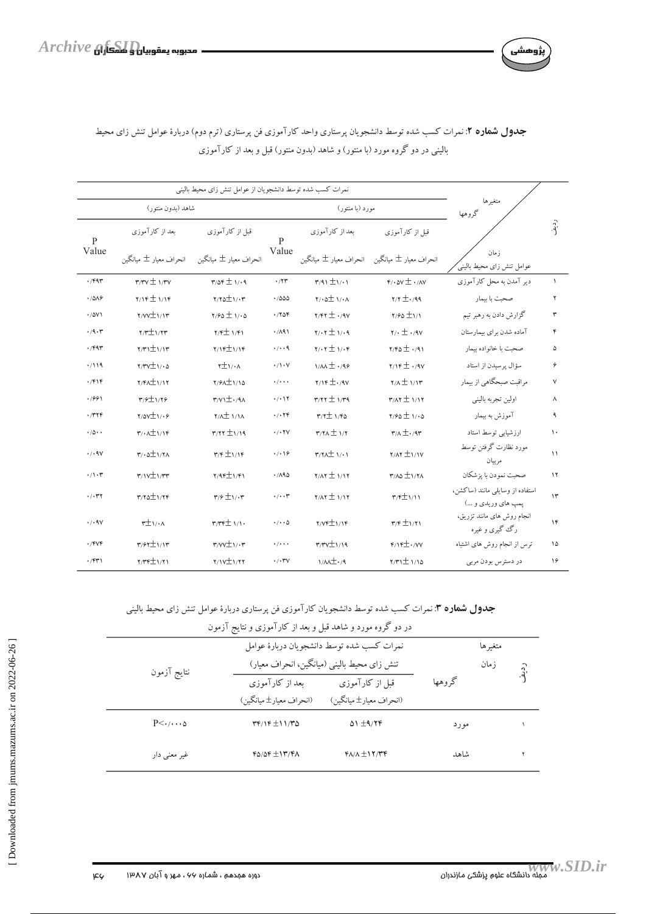**جدول شماره ۲**: نمرات کسب شده توسط دانشجویان پرستاری واحد کارآموزی فن پرستاری (ترم دوم) دربارهٔ عوامل تنش زای محیط بالینی در دو گروه مورد (با منتور) و شاهد (بدون منتور) قبل و بعد از کارآموزی

| ردیف | متغیرها / گروهها / زمان / عوامل تنش زای محیط بالینی | مورد (با منتور) قبل از کارآموزی انحراف معیار ± میانگین | مورد (با منتور) بعد از کارآموزی انحراف معیار ± میانگین | P Value | شاهد (بدون منتور) قبل از کارآموزی انحراف معیار ± میانگین | شاهد (بدون منتور) بعد از کارآموزی انحراف معیار ± میانگین | P Value |
|---|---|---|---|---|---|---|---|
| ۱ | دیر آمدن به محل کارآموزی | ۴/۰۵۷ ± ۰/۸۷ | ۳/۹۱ ± ۱/۰۱ | ۰/۲۳ | ۳/۵۴ ± ۱/۰۹ | ۳/۳۷ ± ۱/۳۷ | ۰/۴۹۳ |
| ۲ | صحبت با بیمار | ۲/۲ ± ۰/۹۹ | ۲/۰۵ ± ۱/۰۸ | ۰/۵۵۵ | ۲/۲۵ ± ۱/۰۳ | ۲/۱۴ ± ۱/۱۴ | ۰/۵۸۶ |
| ۳ | گزارش دادن به رهبر تیم | ۲/۶۵ ± ۱/۱ | ۲/۴۲ ± ۰/۹۷ | ۰/۲۵۴ | ۲/۶۵ ± ۱/۰۵ | ۲/۷۷ ± ۱/۱۳ | ۰/۵۷۱ |
| ۴ | آماده شدن برای بیمارستان | ۲/۰ ± ۰/۹۷ | ۲/۰۲ ± ۱/۰۹ | ۰/۸۹۱ | ۲/۴ ± ۱/۴۱ | ۲/۳ ± ۱/۲۳ | ۰/۹۰۳ |
| ۵ | صحبت با خانواده بیمار | ۲/۴۵ ± ۰/۹۱ | ۲/۰۲ ± ۱/۰۴ | ۰/۰۰۹ | ۲/۱۴ ± ۱/۱۴ | ۲/۳۱ ± ۱/۱۳ | ۰/۴۹۳ |
| ۶ | سؤال پرسیدن از استاد | ۲/۱۴ ± ۰/۹۷ | ۱/۸۸ ± ۰/۹۶ | ۰/۱۰۷ | ۲ ± ۱/۰۸ | ۲/۳۷ ± ۱/۰۵ | ۰/۱۱۹ |
| ۷ | مراقبت صبحگاهی از بیمار | ۲/۸ ± ۱/۱۳ | ۲/۱۴ ± ۰/۹۷ | ۰/۰۰۰ | ۲/۶۸ ± ۱/۱۵ | ۲/۴۸ ± ۱/۱۲ | ۰/۴۱۴ |
| ۸ | اولین تجربه بالینی | ۳/۸۲ ± ۱/۱۲ | ۳/۲۲ ± ۱/۳۹ | ۰/۰۱۲ | ۳/۷۱ ± ۰/۹۸ | ۳/۶ ± ۱/۲۶ | ۰/۶۶۱ |
| ۹ | آموزش به بیمار | ۲/۶۵ ± ۱/۰۵ | ۳/۲ ± ۱/۴۵ | ۰/۰۲۴ | ۲/۸ ± ۱/۱۸ | ۲/۵۷ ± ۱/۰۶ | ۰/۳۲۴ |
| ۱۰ | ارزشیابی توسط استاد | ۳/۸ ± ۰/۹۳ | ۳/۲۸ ± ۱/۲ | ۰/۰۲۷ | ۳/۲۲ ± ۱/۱۹ | ۳/۰۸ ± ۱/۱۴ | ۰/۵۰۰ |
| ۱۱ | مورد نظارت گرفتن توسط مربیان | ۲/۸۲ ± ۱/۱۷ | ۳/۲۸ ± ۱/۰۱ | ۰/۰۱۶ | ۳/۴ ± ۱/۱۴ | ۳/۰۵ ± ۱/۲۸ | ۰/۰۹۷ |
| ۱۲ | صحبت نمودن با پزشکان | ۳/۸۵ ± ۱/۲۸ | ۲/۸۲ ± ۱/۱۲ | ۰/۸۹۵ | ۲/۹۴ ± ۱/۴۱ | ۳/۱۷ ± ۱/۳۳ | ۰/۱۰۳ |
| ۱۳ | استفاده از وسایلی مانند (ساکشن، پمپ های وریدی و ...) | ۳/۴ ± ۱/۱۱ | ۲/۸۲ ± ۱/۱۲ | ۰/۰۰۳ | ۳/۶ ± ۱/۰۳ | ۳/۲۵ ± ۱/۲۴ | ۰/۰۳۲ |
| ۱۴ | انجام روش های مانند تزریق، رگ گیری و غیره | ۳/۴ ± ۱/۲۱ | ۲/۷۴ ± ۱/۱۴ | ۰/۰۰۵ | ۳/۳۴ ± ۱/۱۰ | ۳ ± ۱/۰۸ | ۰/۰۹۷ |
| ۱۵ | ترس از انجام روش های اشتباه | ۴/۱۴ ± ۰/۷۷ | ۳/۳۷ ± ۱/۱۹ | ۰/۰۰۰ | ۳/۷۷ ± ۱/۰۳ | ۳/۶۲ ± ۱/۱۳ | ۰/۴۷۴ |
| ۱۶ | در دسترس بودن مربی | ۲/۳۱ ± ۱/۱۵ | ۱/۸۸ ± ۰/۹ | ۰/۰۳۷ | ۲/۱۷ ± ۱/۲۲ | ۲/۳۴ ± ۱/۲۱ | ۰/۴۳۱ |

**جدول شماره ۳**: نمرات کسب شده توسط دانشجویان کارآموزی فن پرستاری دربارهٔ عوامل تنش زای محیط بالینی در دو گروه مورد و شاهد قبل و بعد از کارآموزی و نتایج آزمون

| ردیف | متغیرها / زمان / گروهها | نمرات کسب شده توسط دانشجویان دربارهٔ عوامل تنش زای محیط بالینی (میانگین، انحراف معیار) قبل از کارآموزی (انحراف معیار± میانگین) | بعد از کارآموزی (انحراف معیار± میانگین) | نتایج آزمون |
|---|---|---|---|---|
| ۱ | مورد | ۵۱ ±۹/۲۴ | ۳۴/۱۴ ±۱۱/۳۵ | $P<0/0005$ |
| ۲ | شاهد | ۴۸/۸ ±۱۲/۳۴ | ۴۵/۵۴ ±۱۳/۴۸ | غیر معنی دار |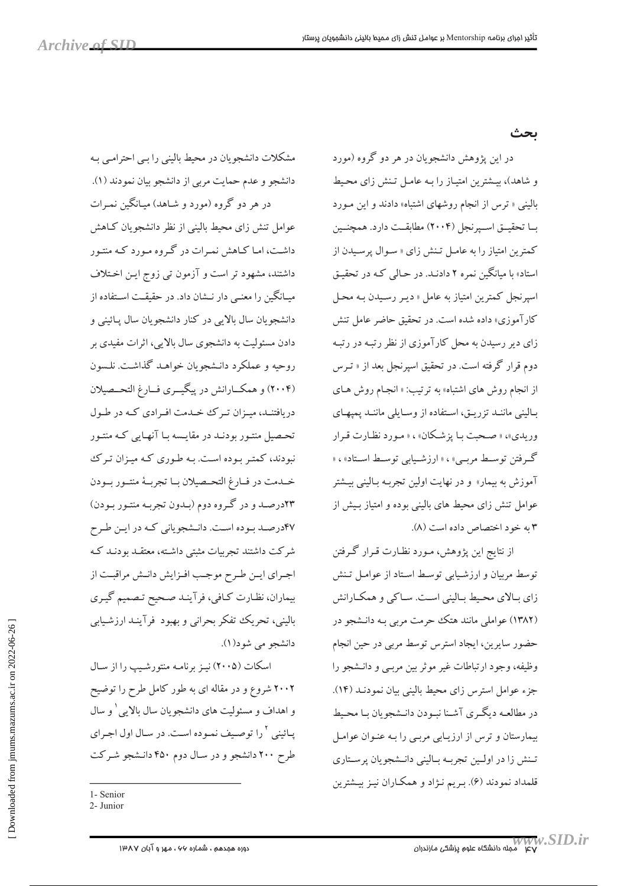## بحث

در این پژوهش دانشجویان در هر دو گروه (مورد و شاهد)، بیشترین امتیاز را به عامل تنش زای محیط بالینی « ترس از انجام روشهای اشتباه» دادند و این مورد با تحقیق اسپرنجل (۲۰۰۴) مطابقت دارد. همچنین کمترین امتیاز را به عامل تنش زای « سوال پرسیدن از استاد» با میانگین نمره ۲ دادند. در حالی که در تحقیق اسپرنجل کمترین امتیاز به عامل « دیر رسیدن به محل کارآموزی» داده شده است. در تحقیق حاضر عامل تنش زای دیر رسیدن به محل کارآموزی از نظر رتبه در رتبه دوم قرار گرفته است. در تحقیق اسپرنجل بعد از « ترس از انجام روش های اشتباه» به ترتیب: « انجام روش های بالینی مانند تزریق، استفاده از وسایلی مانند پمپهای وریدی»، « صحبت با پزشکان» ، « مورد نظارت قرار گرفتن توسط مربی» ، « ارزشیابی توسط استاد» ، « آموزش به بیمار» و در نهایت اولین تجربه بالینی بیشتر عوامل تنش زای محیط های بالینی بوده و امتیاز بیش از ۳ به خود اختصاص داده است (۸).

از نتایج این پژوهش، مورد نظارت قرار گرفتن توسط مربیان و ارزشیابی توسط استاد از عوامل تنش زای بالای محیط بالینی است. ساکی و همکارانش (۱۳۸۲) عواملی مانند هتک حرمت مربی به دانشجو در حضور سایرین، ایجاد استرس توسط مربی در حین انجام وظیفه، وجود ارتباطات غیر موثر بین مربی و دانشجو را جزء عوامل استرس زای محیط بالینی بیان نمودند (۱۴). در مطالعه دیگری آشنا نبودن دانشجویان با محیط بیمارستان و ترس از ارزیابی مربی را به عنوان عوامل تنش زا در اولین تجربه بالینی دانشجویان پرستاری قلمداد نمودند (۶). بریم نژاد و همکاران نیز بیشترین مشکلات دانشجویان در محیط بالینی را بی احترامی به دانشجو و عدم حمایت مربی از دانشجو بیان نمودند (۱).

در هر دو گروه (مورد و شاهد) میانگین نمرات عوامل تنش زای محیط بالینی از نظر دانشجویان کاهش داشت، اما کاهش نمرات در گروه مورد که منتور داشتند، مشهود تر است و آزمون تی زوج این اختلاف میانگین را معنی دار نشان داد. در حقیقت استفاده از دانشجویان سال بالایی در کنار دانشجویان سال پائینی و دادن مسئولیت به دانشجوی سال بالایی، اثرات مفیدی بر روحیه و عملکرد دانشجویان خواهد گذاشت. نلسون (۲۰۰۴) و همکارانش در پیگیری فارغ التحصیلان دریافتند، میزان ترک خدمت افرادی که در طول تحصیل منتور بودند در مقایسه با آنهایی که منتور نبودند، کمتر بوده است. به طوری که میزان ترک خدمت در فارغ التحصیلان با تجربهٔ منتور بودن ۲۳درصد و در گروه دوم (بدون تجربه منتور بودن) ۴۷درصد بوده است. دانشجویانی که در این طرح شرکت داشتند تجربیات مثبتی داشته، معتقد بودند که اجرای این طرح موجب افزایش دانش مراقبت از بیماران، نظارت کافی، فرآیند صحیح تصمیم گیری بالینی، تحریک تفکر بحرانی و بهبود فرآیند ارزشیابی دانشجو می شود(۱).

اسکات (۲۰۰۵) نیز برنامه منتورشیپ را از سال ۲۰۰۲ شروع و در مقاله ای به طور کامل طرح را توضیح و اهداف و مسئولیت های دانشجویان سال بالایی[1] و سال پائینی[2] را توصیف نموده است. در سال اول اجرای طرح ۲۰۰ دانشجو و در سال دوم ۴۵۰ دانشجو شرکت

---

1- Senior
2- Junior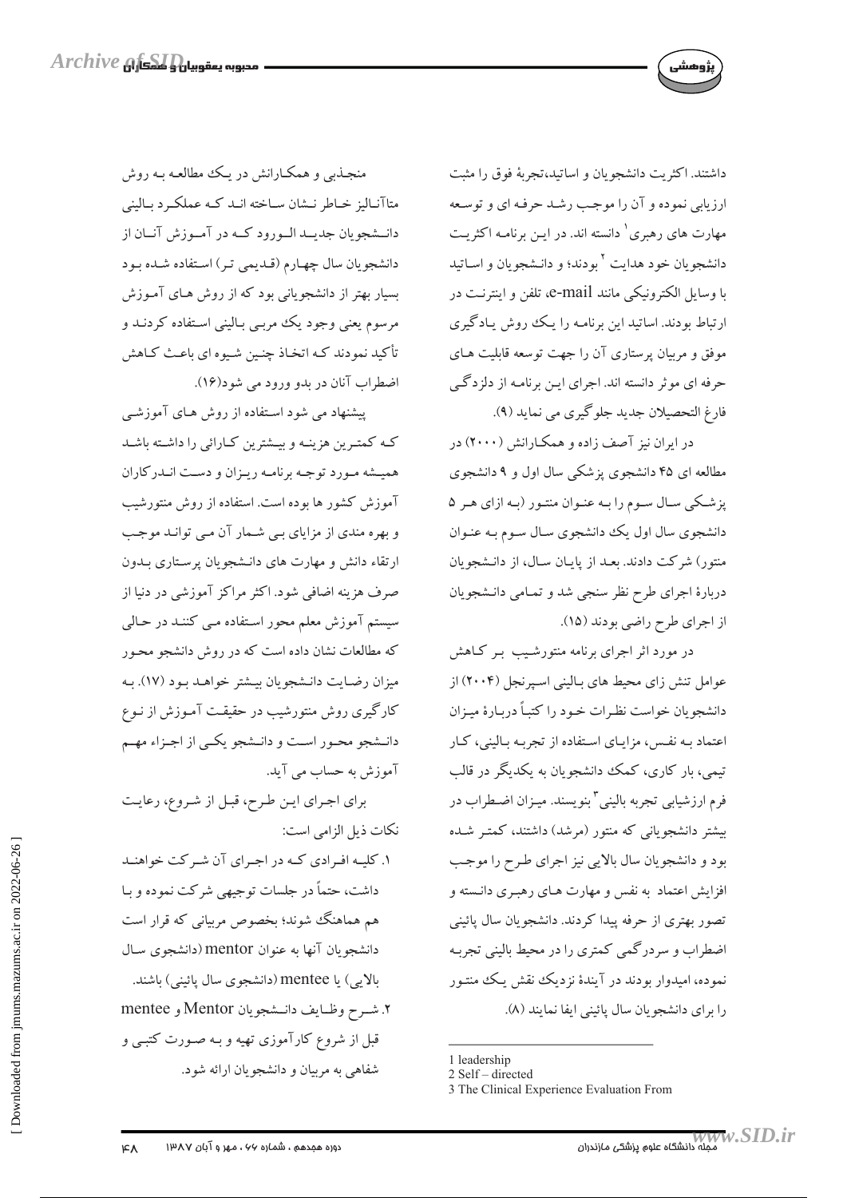داشتند. اکثریت دانشجویان و اساتید،تجربهٔ فوق را مثبت ارزیابی نموده و آن را موجب رشد حرفه ای و توسعه مهارت های رهبری[1] دانسته اند. در این برنامه اکثریت دانشجویان خود هدایت[2] بودند؛ و دانشجویان و اساتید با وسایل الکترونیکی مانند e-mail، تلفن و اینترنت در ارتباط بودند. اساتید این برنامه را یک روش یادگیری موفق و مربیان پرستاری آن را جهت توسعه قابلیت های حرفه ای موثر دانسته اند. اجرای این برنامه از دلزدگی فارغ التحصیلان جدید جلوگیری می نماید (۹).

در ایران نیز آصف زاده و همکارانش (۲۰۰۰) در مطالعه ای ۴۵ دانشجوی پزشکی سال اول و ۹ دانشجوی پزشکی سال سوم را به عنوان منتور (به ازای هر ۵ دانشجوی سال اول یک دانشجوی سال سوم به عنوان منتور) شرکت دادند. بعد از پایان سال، از دانشجویان دربارهٔ اجرای طرح نظر سنجی شد و تمامی دانشجویان از اجرای طرح راضی بودند (۱۵).

در مورد اثر اجرای برنامه منتورشیب بر کاهش عوامل تنش زای محیط های بالینی اسپرنجل (۲۰۰۴) از دانشجویان خواست نظرات خود را کتباً دربارهٔ میزان اعتماد به نفس، مزایای استفاده از تجربه بالینی، کار تیمی، بار کاری، کمک دانشجویان به یکدیگر در قالب فرم ارزشیابی تجربه بالینی[3] بنویسند. میزان اضطراب در بیشتر دانشجویانی که منتور (مرشد) داشتند، کمتر شده بود و دانشجویان سال بالایی نیز اجرای طرح را موجب افزایش اعتماد به نفس و مهارت های رهبری دانسته و تصور بهتری از حرفه پیدا کردند. دانشجویان سال پائینی اضطراب و سردرگمی کمتری را در محیط بالینی تجربه نموده، امیدوار بودند در آیندهٔ نزدیک نقش یک منتور را برای دانشجویان سال پائینی ایفا نمایند (۸).

منجذبی و همکارانش در یک مطالعه به روش متاآنالیز خاطر نشان ساخته اند که عملکرد بالینی دانشجویان جدید الورود که در آموزش آنان از دانشجویان سال چهارم (قدیمی تر) استفاده شده بود بسیار بهتر از دانشجویانی بود که از روش های آموزش مرسوم یعنی وجود یک مربی بالینی استفاده کردند و تأکید نمودند که اتخاذ چنین شیوه ای باعث کاهش اضطراب آنان در بدو ورود می شود(۱۶).

پیشنهاد می شود استفاده از روش های آموزشی که کمترین هزینه و بیشترین کارائی را داشته باشد همیشه مورد توجه برنامه ریزان و دست اندرکاران آموزش کشور ها بوده است. استفاده از روش منتورشیب و بهره مندی از مزایای بی شمار آن می تواند موجب ارتقاء دانش و مهارت های دانشجویان پرستاری بدون صرف هزینه اضافی شود. اکثر مراکز آموزشی در دنیا از سیستم آموزش معلم محور استفاده می کنند در حالی که مطالعات نشان داده است که در روش دانشجو محور میزان رضایت دانشجویان بیشتر خواهد بود (۱۷). به کارگیری روش منتورشیب در حقیقت آموزش از نوع دانشجو محور است و دانشجو یکی از اجزاء مهم آموزش به حساب می آید.

برای اجرای این طرح، قبل از شروع، رعایت نکات ذیل الزامی است:

۱. کلیه افرادی که در اجرای آن شرکت خواهند داشت، حتماً در جلسات توجیهی شرکت نموده و با هم هماهنگ شوند؛ بخصوص مربیانی که قرار است دانشجویان آنها به عنوان mentor (دانشجوی سال بالایی) یا mentee (دانشجوی سال پائینی) باشند.

۲. شرح وظایف دانشجویان Mentor و mentee قبل از شروع کارآموزی تهیه و به صورت کتبی و شفاهی به مربیان و دانشجویان ارائه شود.

---

1 leadership
2 Self – directed
3 The Clinical Experience Evaluation From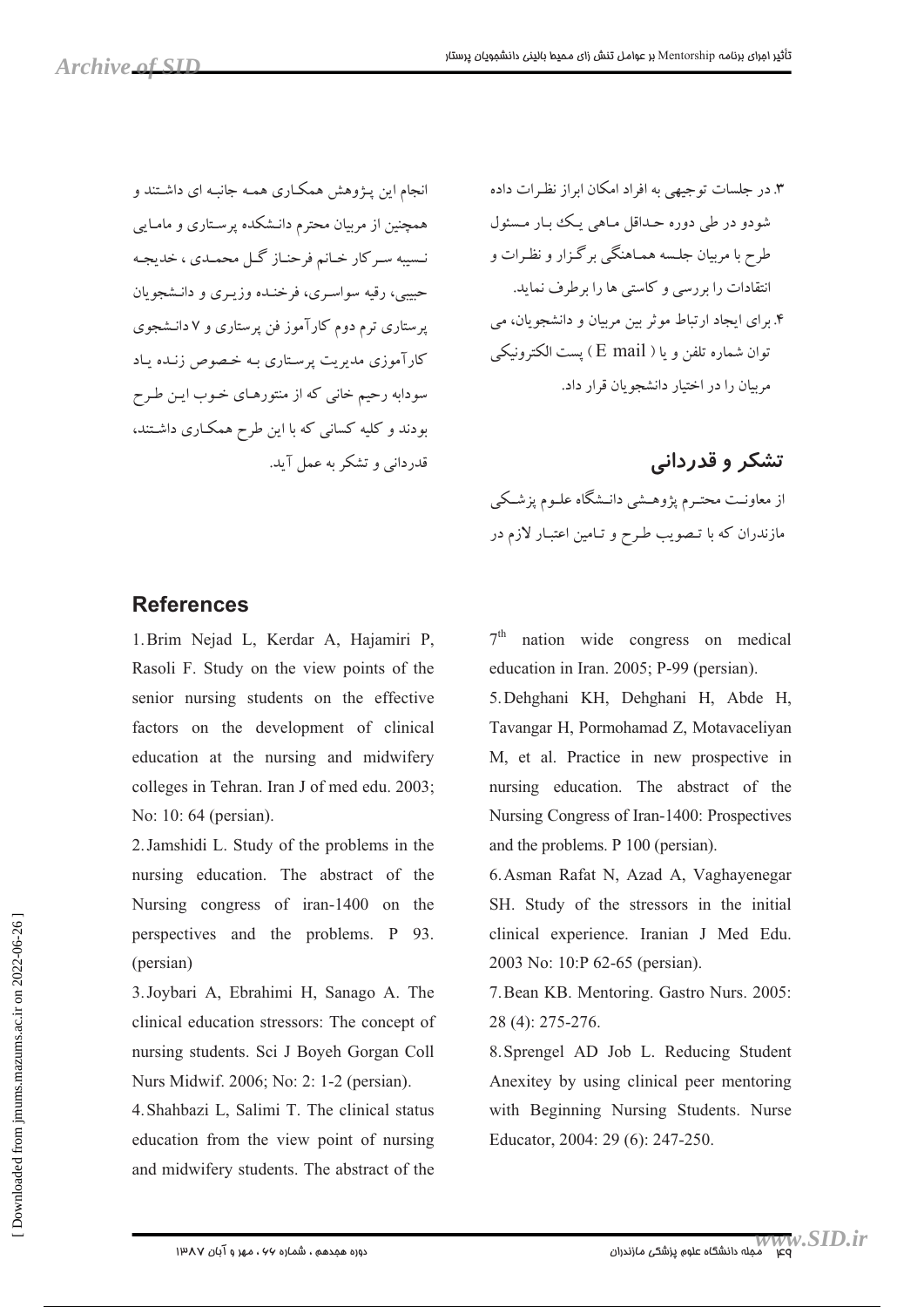۳. در جلسات توجیهی به افراد امکان ابراز نظرات داده شودو در طی دوره حداقل ماهی یک بار مسئول طرح با مربیان جلسه هماهنگی برگزار و نظرات و انتقادات را بررسی و کاستی ها را برطرف نماید.

۴. برای ایجاد ارتباط موثر بین مربیان و دانشجویان، می توان شماره تلفن و یا ( E mail ) پست الکترونیکی مربیان را در اختیار دانشجویان قرار داد.

## تشکر و قدردانی

از معاونت محترم پژوهشی دانشگاه علوم پزشکی مازندران که با تصویب طرح و تامین اعتبار لازم در انجام این پژوهش همکاری همه جانبه ای داشتند و همچنین از مربیان محترم دانشکده پرستاری و مامایی نسیبه سرکار خانم فرحناز گل محمدی ، خدیجه حبیبی، رقیه سواسری، فرخنده وزیری و دانشجویان پرستاری ترم دوم کارآموز فن پرستاری و ۷ دانشجوی کارآموزی مدیریت پرستاری به خصوص زنده یاد سودابه رحیم خانی که از منتورهای خوب این طرح بودند و کلیه کسانی که با این طرح همکاری داشتند، قدردانی و تشکر به عمل آید.

## References

1. Brim Nejad L, Kerdar A, Hajamiri P, Rasoli F. Study on the view points of the senior nursing students on the effective factors on the development of clinical education at the nursing and midwifery colleges in Tehran. Iran J of med edu. 2003; No: 10: 64 (persian).
2. Jamshidi L. Study of the problems in the nursing education. The abstract of the Nursing congress of iran-1400 on the perspectives and the problems. P 93. (persian)
3. Joybari A, Ebrahimi H, Sanago A. The clinical education stressors: The concept of nursing students. Sci J Boyeh Gorgan Coll Nurs Midwif. 2006; No: 2: 1-2 (persian).
4. Shahbazi L, Salimi T. The clinical status education from the view point of nursing and midwifery students. The abstract of the 7th nation wide congress on medical education in Iran. 2005; P-99 (persian).
5. Dehghani KH, Dehghani H, Abde H, Tavangar H, Pormohamad Z, Motavaceliyan M, et al. Practice in new prospective in nursing education. The abstract of the Nursing Congress of Iran-1400: Prospectives and the problems. P 100 (persian).
6. Asman Rafat N, Azad A, Vaghayenegar SH. Study of the stressors in the initial clinical experience. Iranian J Med Edu. 2003 No: 10:P 62-65 (persian).
7. Bean KB. Mentoring. Gastro Nurs. 2005: 28 (4): 275-276.
8. Sprengel AD Job L. Reducing Student Anexitey by using clinical peer mentoring with Beginning Nursing Students. Nurse Educator, 2004: 29 (6): 247-250.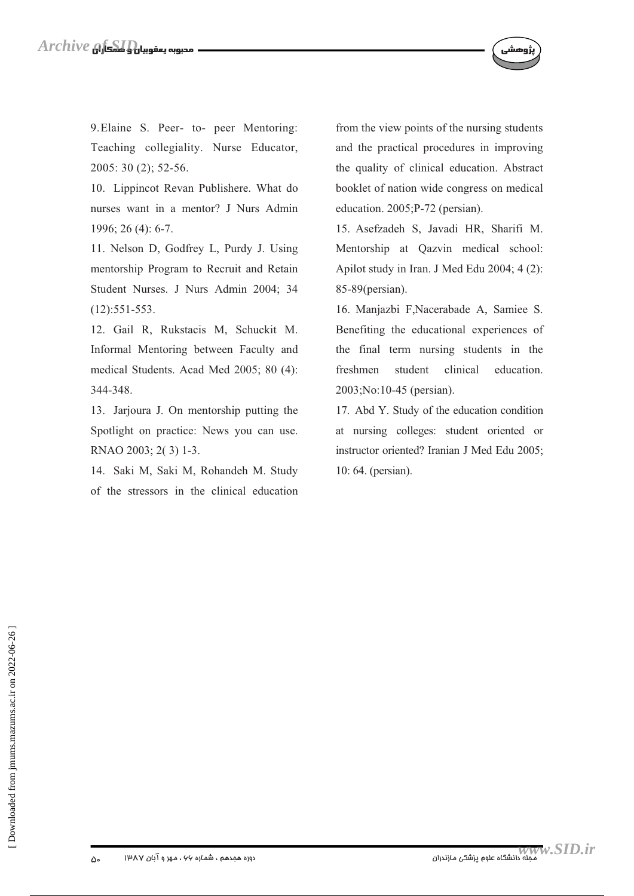9. Elaine S. Peer- to- peer Mentoring: Teaching collegiality. Nurse Educator, 2005: 30 (2); 52-56.

10. Lippincot Revan Publishere. What do nurses want in a mentor? J Nurs Admin 1996; 26 (4): 6-7.

11. Nelson D, Godfrey L, Purdy J. Using mentorship Program to Recruit and Retain Student Nurses. J Nurs Admin 2004; 34 (12):551-553.

12. Gail R, Rukstacis M, Schuckit M. Informal Mentoring between Faculty and medical Students. Acad Med 2005; 80 (4): 344-348.

13. Jarjoura J. On mentorship putting the Spotlight on practice: News you can use. RNAO 2003; 2( 3) 1-3.

14. Saki M, Saki M, Rohandeh M. Study of the stressors in the clinical education from the view points of the nursing students and the practical procedures in improving the quality of clinical education. Abstract booklet of nation wide congress on medical education. 2005;P-72 (persian).

15. Asefzadeh S, Javadi HR, Sharifi M. Mentorship at Qazvin medical school: Apilot study in Iran. J Med Edu 2004; 4 (2): 85-89(persian).

16. Manjazbi F,Nacerabade A, Samiee S. Benefiting the educational experiences of the final term nursing students in the freshmen student clinical education. 2003;No:10-45 (persian).

17. Abd Y. Study of the education condition at nursing colleges: student oriented or instructor oriented? Iranian J Med Edu 2005; 10: 64. (persian).